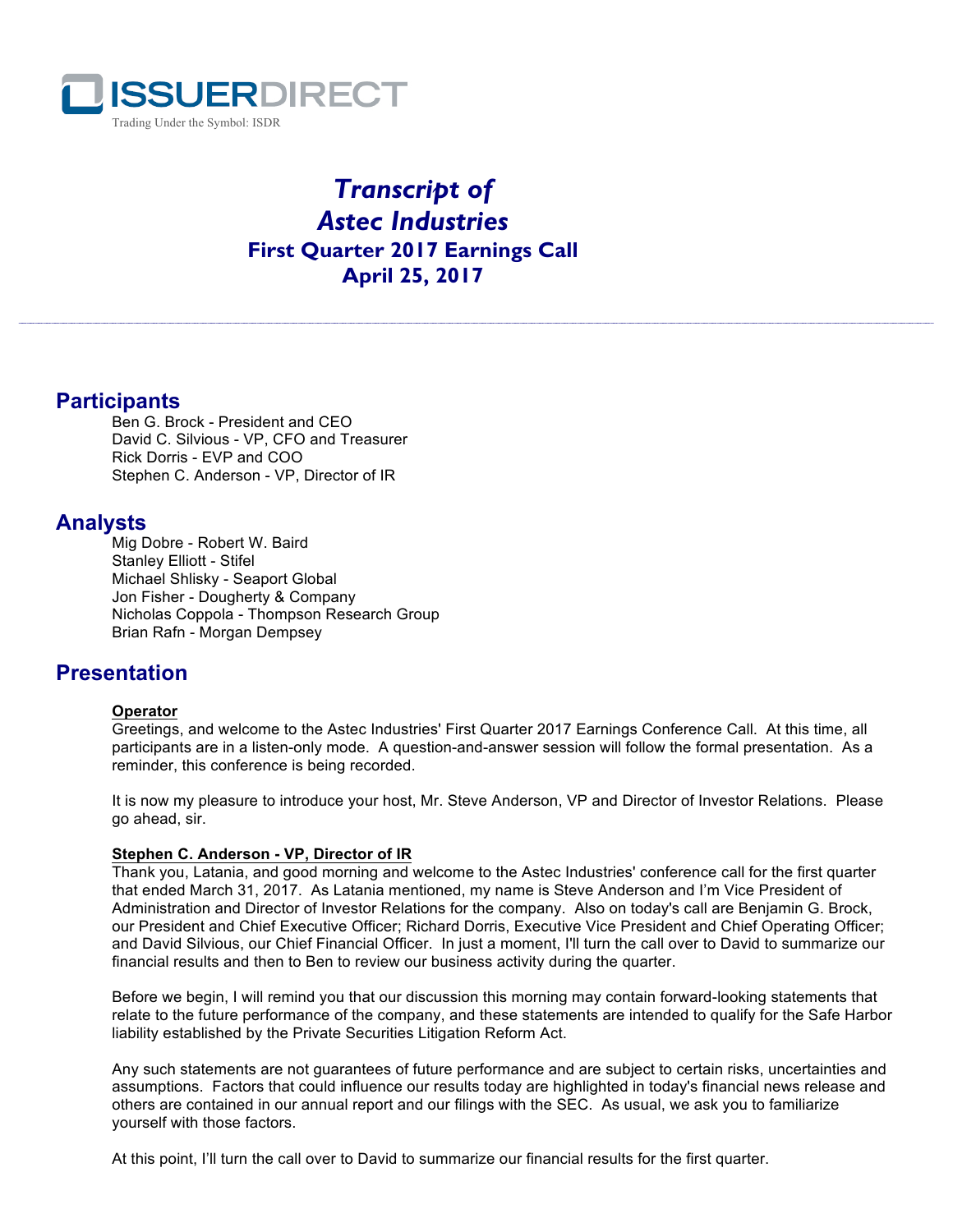ISSUERDIRECT

Trading Under the Symbol: ISDR

# *Transcript of Astec Industries*
# First Quarter 2017 Earnings Call
# April 25, 2017

---

## Participants

Ben G. Brock - President and CEO
David C. Silvious - VP, CFO and Treasurer
Rick Dorris - EVP and COO
Stephen C. Anderson - VP, Director of IR

## Analysts

Mig Dobre - Robert W. Baird
Stanley Elliott - Stifel
Michael Shlisky - Seaport Global
Jon Fisher - Dougherty & Company
Nicholas Coppola - Thompson Research Group
Brian Rafn - Morgan Dempsey

## Presentation

**Operator**

Greetings, and welcome to the Astec Industries' First Quarter 2017 Earnings Conference Call. At this time, all participants are in a listen-only mode. A question-and-answer session will follow the formal presentation. As a reminder, this conference is being recorded.

It is now my pleasure to introduce your host, Mr. Steve Anderson, VP and Director of Investor Relations. Please go ahead, sir.

**Stephen C. Anderson - VP, Director of IR**

Thank you, Latania, and good morning and welcome to the Astec Industries' conference call for the first quarter that ended March 31, 2017. As Latania mentioned, my name is Steve Anderson and I'm Vice President of Administration and Director of Investor Relations for the company. Also on today's call are Benjamin G. Brock, our President and Chief Executive Officer; Richard Dorris, Executive Vice President and Chief Operating Officer; and David Silvious, our Chief Financial Officer. In just a moment, I'll turn the call over to David to summarize our financial results and then to Ben to review our business activity during the quarter.

Before we begin, I will remind you that our discussion this morning may contain forward-looking statements that relate to the future performance of the company, and these statements are intended to qualify for the Safe Harbor liability established by the Private Securities Litigation Reform Act.

Any such statements are not guarantees of future performance and are subject to certain risks, uncertainties and assumptions. Factors that could influence our results today are highlighted in today's financial news release and others are contained in our annual report and our filings with the SEC. As usual, we ask you to familiarize yourself with those factors.

At this point, I'll turn the call over to David to summarize our financial results for the first quarter.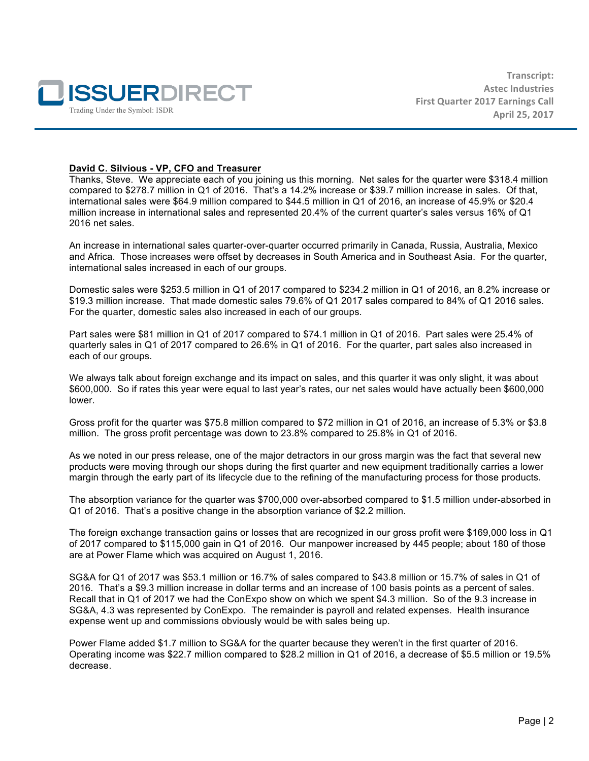**David C. Silvious - VP, CFO and Treasurer**

Thanks, Steve. We appreciate each of you joining us this morning. Net sales for the quarter were $318.4 million compared to $278.7 million in Q1 of 2016. That's a 14.2% increase or $39.7 million increase in sales. Of that, international sales were $64.9 million compared to $44.5 million in Q1 of 2016, an increase of 45.9% or $20.4 million increase in international sales and represented 20.4% of the current quarter's sales versus 16% of Q1 2016 net sales.

An increase in international sales quarter-over-quarter occurred primarily in Canada, Russia, Australia, Mexico and Africa. Those increases were offset by decreases in South America and in Southeast Asia. For the quarter, international sales increased in each of our groups.

Domestic sales were $253.5 million in Q1 of 2017 compared to $234.2 million in Q1 of 2016, an 8.2% increase or $19.3 million increase. That made domestic sales 79.6% of Q1 2017 sales compared to 84% of Q1 2016 sales. For the quarter, domestic sales also increased in each of our groups.

Part sales were $81 million in Q1 of 2017 compared to $74.1 million in Q1 of 2016. Part sales were 25.4% of quarterly sales in Q1 of 2017 compared to 26.6% in Q1 of 2016. For the quarter, part sales also increased in each of our groups.

We always talk about foreign exchange and its impact on sales, and this quarter it was only slight, it was about $600,000. So if rates this year were equal to last year's rates, our net sales would have actually been $600,000 lower.

Gross profit for the quarter was $75.8 million compared to $72 million in Q1 of 2016, an increase of 5.3% or $3.8 million. The gross profit percentage was down to 23.8% compared to 25.8% in Q1 of 2016.

As we noted in our press release, one of the major detractors in our gross margin was the fact that several new products were moving through our shops during the first quarter and new equipment traditionally carries a lower margin through the early part of its lifecycle due to the refining of the manufacturing process for those products.

The absorption variance for the quarter was $700,000 over-absorbed compared to $1.5 million under-absorbed in Q1 of 2016. That's a positive change in the absorption variance of $2.2 million.

The foreign exchange transaction gains or losses that are recognized in our gross profit were $169,000 loss in Q1 of 2017 compared to $115,000 gain in Q1 of 2016. Our manpower increased by 445 people; about 180 of those are at Power Flame which was acquired on August 1, 2016.

SG&A for Q1 of 2017 was $53.1 million or 16.7% of sales compared to $43.8 million or 15.7% of sales in Q1 of 2016. That's a $9.3 million increase in dollar terms and an increase of 100 basis points as a percent of sales. Recall that in Q1 of 2017 we had the ConExpo show on which we spent $4.3 million. So of the 9.3 increase in SG&A, 4.3 was represented by ConExpo. The remainder is payroll and related expenses. Health insurance expense went up and commissions obviously would be with sales being up.

Power Flame added $1.7 million to SG&A for the quarter because they weren't in the first quarter of 2016. Operating income was $22.7 million compared to $28.2 million in Q1 of 2016, a decrease of $5.5 million or 19.5% decrease.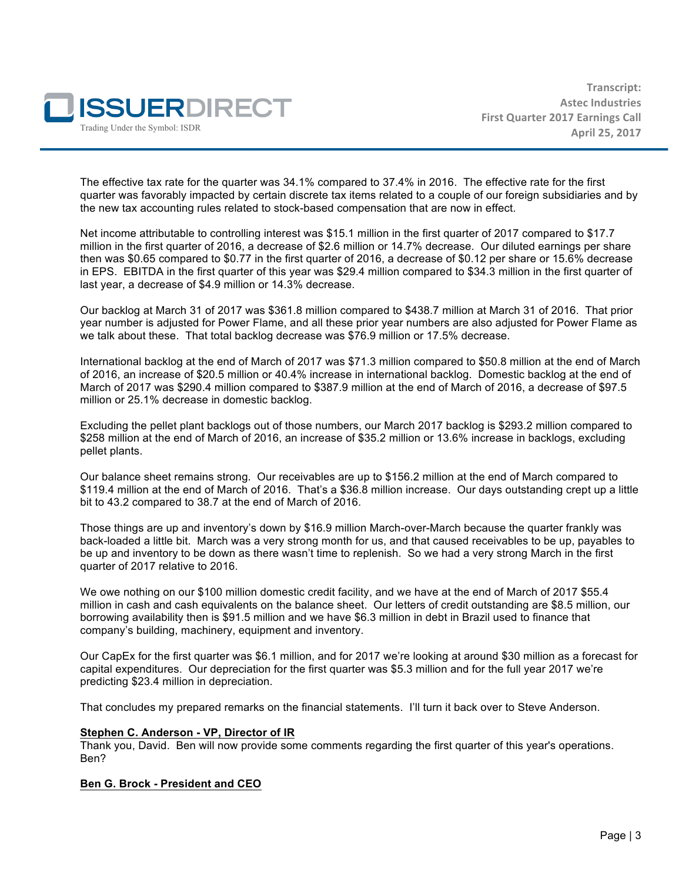The effective tax rate for the quarter was 34.1% compared to 37.4% in 2016. The effective rate for the first quarter was favorably impacted by certain discrete tax items related to a couple of our foreign subsidiaries and by the new tax accounting rules related to stock-based compensation that are now in effect.

Net income attributable to controlling interest was $15.1 million in the first quarter of 2017 compared to $17.7 million in the first quarter of 2016, a decrease of $2.6 million or 14.7% decrease. Our diluted earnings per share then was $0.65 compared to $0.77 in the first quarter of 2016, a decrease of $0.12 per share or 15.6% decrease in EPS. EBITDA in the first quarter of this year was $29.4 million compared to $34.3 million in the first quarter of last year, a decrease of $4.9 million or 14.3% decrease.

Our backlog at March 31 of 2017 was $361.8 million compared to $438.7 million at March 31 of 2016. That prior year number is adjusted for Power Flame, and all these prior year numbers are also adjusted for Power Flame as we talk about these. That total backlog decrease was $76.9 million or 17.5% decrease.

International backlog at the end of March of 2017 was $71.3 million compared to $50.8 million at the end of March of 2016, an increase of $20.5 million or 40.4% increase in international backlog. Domestic backlog at the end of March of 2017 was $290.4 million compared to $387.9 million at the end of March of 2016, a decrease of $97.5 million or 25.1% decrease in domestic backlog.

Excluding the pellet plant backlogs out of those numbers, our March 2017 backlog is $293.2 million compared to $258 million at the end of March of 2016, an increase of $35.2 million or 13.6% increase in backlogs, excluding pellet plants.

Our balance sheet remains strong. Our receivables are up to $156.2 million at the end of March compared to $119.4 million at the end of March of 2016. That's a $36.8 million increase. Our days outstanding crept up a little bit to 43.2 compared to 38.7 at the end of March of 2016.

Those things are up and inventory's down by $16.9 million March-over-March because the quarter frankly was back-loaded a little bit. March was a very strong month for us, and that caused receivables to be up, payables to be up and inventory to be down as there wasn't time to replenish. So we had a very strong March in the first quarter of 2017 relative to 2016.

We owe nothing on our $100 million domestic credit facility, and we have at the end of March of 2017 $55.4 million in cash and cash equivalents on the balance sheet. Our letters of credit outstanding are $8.5 million, our borrowing availability then is $91.5 million and we have $6.3 million in debt in Brazil used to finance that company's building, machinery, equipment and inventory.

Our CapEx for the first quarter was $6.1 million, and for 2017 we're looking at around $30 million as a forecast for capital expenditures. Our depreciation for the first quarter was $5.3 million and for the full year 2017 we're predicting $23.4 million in depreciation.

That concludes my prepared remarks on the financial statements. I'll turn it back over to Steve Anderson.

**Stephen C. Anderson - VP, Director of IR**

Thank you, David. Ben will now provide some comments regarding the first quarter of this year's operations. Ben?

**Ben G. Brock - President and CEO**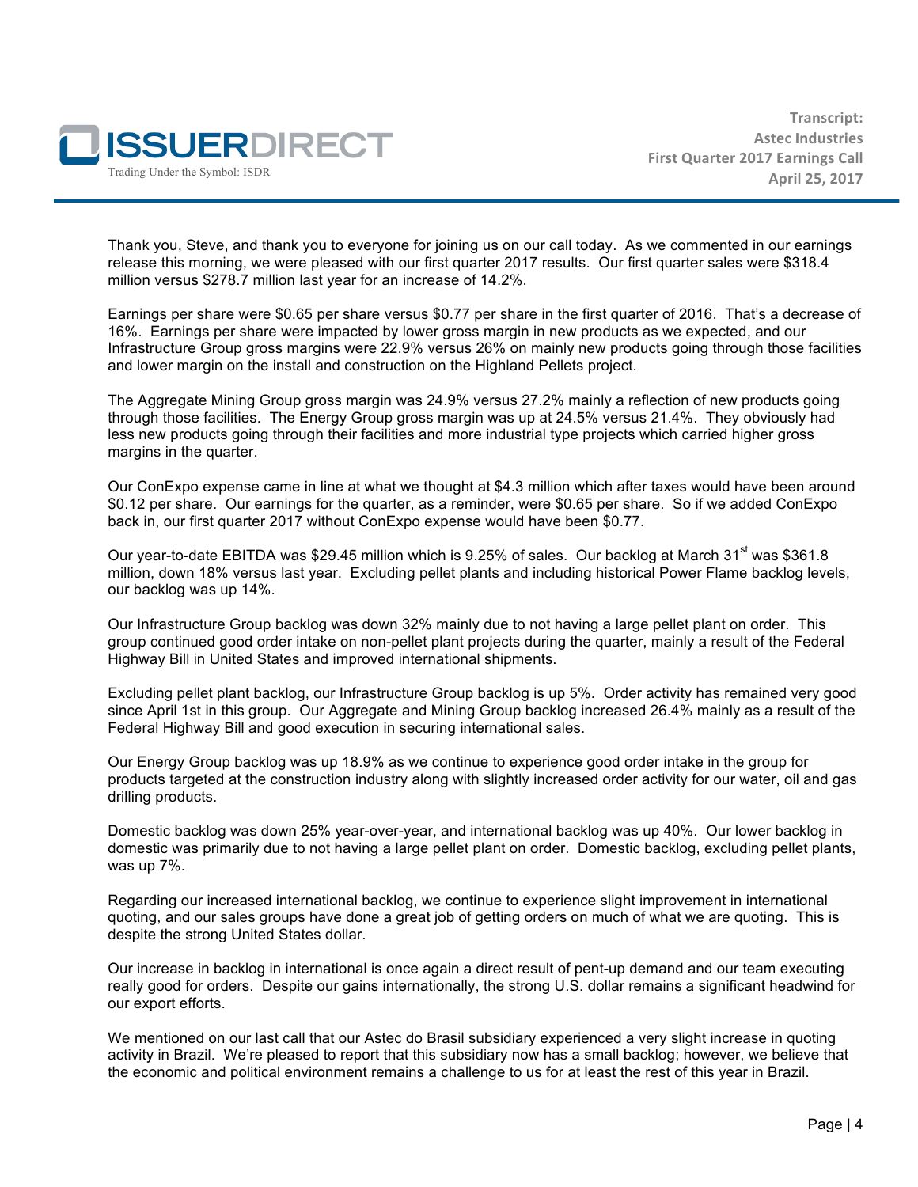Thank you, Steve, and thank you to everyone for joining us on our call today. As we commented in our earnings release this morning, we were pleased with our first quarter 2017 results. Our first quarter sales were $318.4 million versus $278.7 million last year for an increase of 14.2%.

Earnings per share were $0.65 per share versus $0.77 per share in the first quarter of 2016. That's a decrease of 16%. Earnings per share were impacted by lower gross margin in new products as we expected, and our Infrastructure Group gross margins were 22.9% versus 26% on mainly new products going through those facilities and lower margin on the install and construction on the Highland Pellets project.

The Aggregate Mining Group gross margin was 24.9% versus 27.2% mainly a reflection of new products going through those facilities. The Energy Group gross margin was up at 24.5% versus 21.4%. They obviously had less new products going through their facilities and more industrial type projects which carried higher gross margins in the quarter.

Our ConExpo expense came in line at what we thought at $4.3 million which after taxes would have been around $0.12 per share. Our earnings for the quarter, as a reminder, were $0.65 per share. So if we added ConExpo back in, our first quarter 2017 without ConExpo expense would have been $0.77.

Our year-to-date EBITDA was $29.45 million which is 9.25% of sales. Our backlog at March 31st was $361.8 million, down 18% versus last year. Excluding pellet plants and including historical Power Flame backlog levels, our backlog was up 14%.

Our Infrastructure Group backlog was down 32% mainly due to not having a large pellet plant on order. This group continued good order intake on non-pellet plant projects during the quarter, mainly a result of the Federal Highway Bill in United States and improved international shipments.

Excluding pellet plant backlog, our Infrastructure Group backlog is up 5%. Order activity has remained very good since April 1st in this group. Our Aggregate and Mining Group backlog increased 26.4% mainly as a result of the Federal Highway Bill and good execution in securing international sales.

Our Energy Group backlog was up 18.9% as we continue to experience good order intake in the group for products targeted at the construction industry along with slightly increased order activity for our water, oil and gas drilling products.

Domestic backlog was down 25% year-over-year, and international backlog was up 40%. Our lower backlog in domestic was primarily due to not having a large pellet plant on order. Domestic backlog, excluding pellet plants, was up 7%.

Regarding our increased international backlog, we continue to experience slight improvement in international quoting, and our sales groups have done a great job of getting orders on much of what we are quoting. This is despite the strong United States dollar.

Our increase in backlog in international is once again a direct result of pent-up demand and our team executing really good for orders. Despite our gains internationally, the strong U.S. dollar remains a significant headwind for our export efforts.

We mentioned on our last call that our Astec do Brasil subsidiary experienced a very slight increase in quoting activity in Brazil. We're pleased to report that this subsidiary now has a small backlog; however, we believe that the economic and political environment remains a challenge to us for at least the rest of this year in Brazil.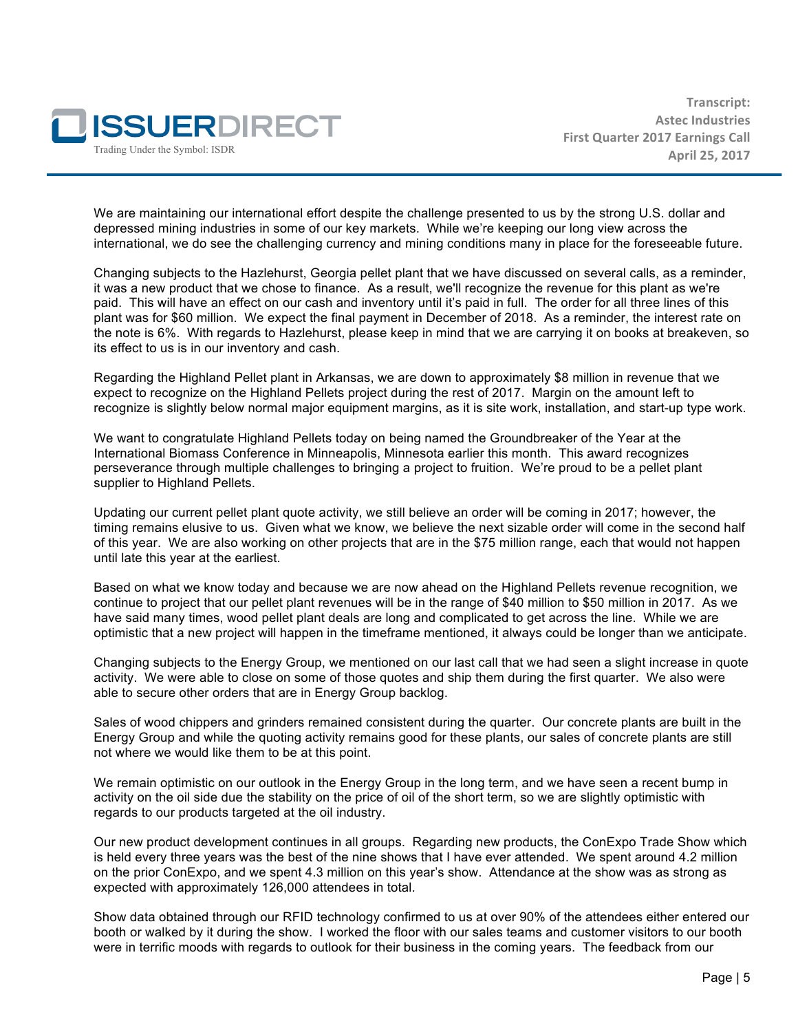We are maintaining our international effort despite the challenge presented to us by the strong U.S. dollar and depressed mining industries in some of our key markets. While we're keeping our long view across the international, we do see the challenging currency and mining conditions many in place for the foreseeable future.

Changing subjects to the Hazlehurst, Georgia pellet plant that we have discussed on several calls, as a reminder, it was a new product that we chose to finance. As a result, we'll recognize the revenue for this plant as we're paid. This will have an effect on our cash and inventory until it's paid in full. The order for all three lines of this plant was for $60 million. We expect the final payment in December of 2018. As a reminder, the interest rate on the note is 6%. With regards to Hazlehurst, please keep in mind that we are carrying it on books at breakeven, so its effect to us is in our inventory and cash.

Regarding the Highland Pellet plant in Arkansas, we are down to approximately $8 million in revenue that we expect to recognize on the Highland Pellets project during the rest of 2017. Margin on the amount left to recognize is slightly below normal major equipment margins, as it is site work, installation, and start-up type work.

We want to congratulate Highland Pellets today on being named the Groundbreaker of the Year at the International Biomass Conference in Minneapolis, Minnesota earlier this month. This award recognizes perseverance through multiple challenges to bringing a project to fruition. We're proud to be a pellet plant supplier to Highland Pellets.

Updating our current pellet plant quote activity, we still believe an order will be coming in 2017; however, the timing remains elusive to us. Given what we know, we believe the next sizable order will come in the second half of this year. We are also working on other projects that are in the $75 million range, each that would not happen until late this year at the earliest.

Based on what we know today and because we are now ahead on the Highland Pellets revenue recognition, we continue to project that our pellet plant revenues will be in the range of $40 million to $50 million in 2017. As we have said many times, wood pellet plant deals are long and complicated to get across the line. While we are optimistic that a new project will happen in the timeframe mentioned, it always could be longer than we anticipate.

Changing subjects to the Energy Group, we mentioned on our last call that we had seen a slight increase in quote activity. We were able to close on some of those quotes and ship them during the first quarter. We also were able to secure other orders that are in Energy Group backlog.

Sales of wood chippers and grinders remained consistent during the quarter. Our concrete plants are built in the Energy Group and while the quoting activity remains good for these plants, our sales of concrete plants are still not where we would like them to be at this point.

We remain optimistic on our outlook in the Energy Group in the long term, and we have seen a recent bump in activity on the oil side due the stability on the price of oil of the short term, so we are slightly optimistic with regards to our products targeted at the oil industry.

Our new product development continues in all groups. Regarding new products, the ConExpo Trade Show which is held every three years was the best of the nine shows that I have ever attended. We spent around 4.2 million on the prior ConExpo, and we spent 4.3 million on this year's show. Attendance at the show was as strong as expected with approximately 126,000 attendees in total.

Show data obtained through our RFID technology confirmed to us at over 90% of the attendees either entered our booth or walked by it during the show. I worked the floor with our sales teams and customer visitors to our booth were in terrific moods with regards to outlook for their business in the coming years. The feedback from our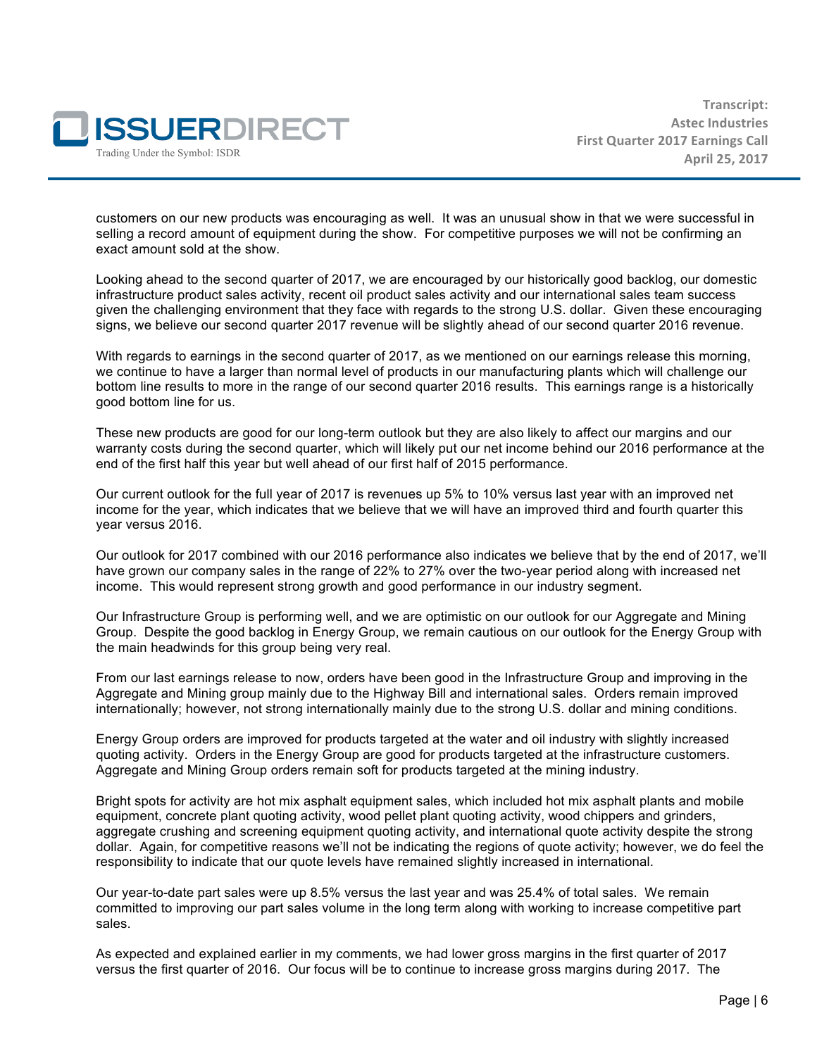customers on our new products was encouraging as well. It was an unusual show in that we were successful in selling a record amount of equipment during the show. For competitive purposes we will not be confirming an exact amount sold at the show.

Looking ahead to the second quarter of 2017, we are encouraged by our historically good backlog, our domestic infrastructure product sales activity, recent oil product sales activity and our international sales team success given the challenging environment that they face with regards to the strong U.S. dollar. Given these encouraging signs, we believe our second quarter 2017 revenue will be slightly ahead of our second quarter 2016 revenue.

With regards to earnings in the second quarter of 2017, as we mentioned on our earnings release this morning, we continue to have a larger than normal level of products in our manufacturing plants which will challenge our bottom line results to more in the range of our second quarter 2016 results. This earnings range is a historically good bottom line for us.

These new products are good for our long-term outlook but they are also likely to affect our margins and our warranty costs during the second quarter, which will likely put our net income behind our 2016 performance at the end of the first half this year but well ahead of our first half of 2015 performance.

Our current outlook for the full year of 2017 is revenues up 5% to 10% versus last year with an improved net income for the year, which indicates that we believe that we will have an improved third and fourth quarter this year versus 2016.

Our outlook for 2017 combined with our 2016 performance also indicates we believe that by the end of 2017, we'll have grown our company sales in the range of 22% to 27% over the two-year period along with increased net income. This would represent strong growth and good performance in our industry segment.

Our Infrastructure Group is performing well, and we are optimistic on our outlook for our Aggregate and Mining Group. Despite the good backlog in Energy Group, we remain cautious on our outlook for the Energy Group with the main headwinds for this group being very real.

From our last earnings release to now, orders have been good in the Infrastructure Group and improving in the Aggregate and Mining group mainly due to the Highway Bill and international sales. Orders remain improved internationally; however, not strong internationally mainly due to the strong U.S. dollar and mining conditions.

Energy Group orders are improved for products targeted at the water and oil industry with slightly increased quoting activity. Orders in the Energy Group are good for products targeted at the infrastructure customers. Aggregate and Mining Group orders remain soft for products targeted at the mining industry.

Bright spots for activity are hot mix asphalt equipment sales, which included hot mix asphalt plants and mobile equipment, concrete plant quoting activity, wood pellet plant quoting activity, wood chippers and grinders, aggregate crushing and screening equipment quoting activity, and international quote activity despite the strong dollar. Again, for competitive reasons we'll not be indicating the regions of quote activity; however, we do feel the responsibility to indicate that our quote levels have remained slightly increased in international.

Our year-to-date part sales were up 8.5% versus the last year and was 25.4% of total sales. We remain committed to improving our part sales volume in the long term along with working to increase competitive part sales.

As expected and explained earlier in my comments, we had lower gross margins in the first quarter of 2017 versus the first quarter of 2016. Our focus will be to continue to increase gross margins during 2017. The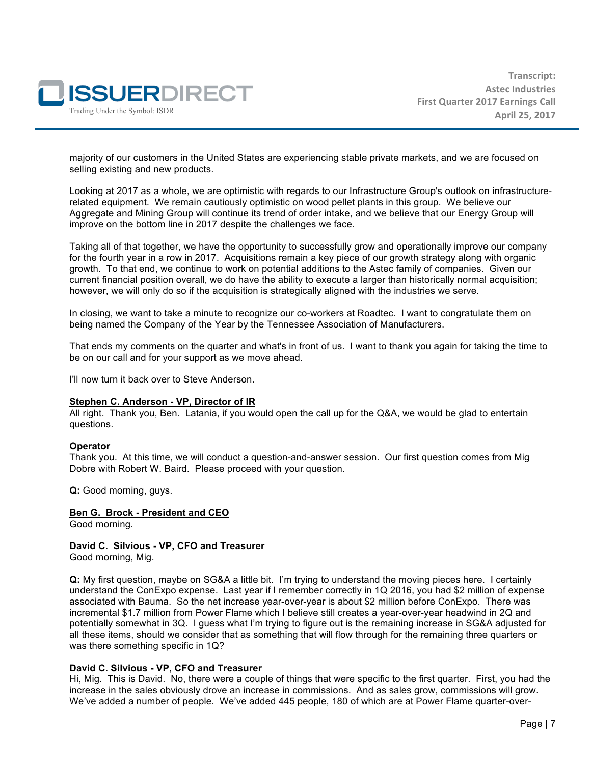majority of our customers in the United States are experiencing stable private markets, and we are focused on selling existing and new products.

Looking at 2017 as a whole, we are optimistic with regards to our Infrastructure Group's outlook on infrastructure-related equipment. We remain cautiously optimistic on wood pellet plants in this group. We believe our Aggregate and Mining Group will continue its trend of order intake, and we believe that our Energy Group will improve on the bottom line in 2017 despite the challenges we face.

Taking all of that together, we have the opportunity to successfully grow and operationally improve our company for the fourth year in a row in 2017. Acquisitions remain a key piece of our growth strategy along with organic growth. To that end, we continue to work on potential additions to the Astec family of companies. Given our current financial position overall, we do have the ability to execute a larger than historically normal acquisition; however, we will only do so if the acquisition is strategically aligned with the industries we serve.

In closing, we want to take a minute to recognize our co-workers at Roadtec. I want to congratulate them on being named the Company of the Year by the Tennessee Association of Manufacturers.

That ends my comments on the quarter and what's in front of us. I want to thank you again for taking the time to be on our call and for your support as we move ahead.

I'll now turn it back over to Steve Anderson.

**Stephen C. Anderson - VP, Director of IR**
All right. Thank you, Ben. Latania, if you would open the call up for the Q&A, we would be glad to entertain questions.

**Operator**
Thank you. At this time, we will conduct a question-and-answer session. Our first question comes from Mig Dobre with Robert W. Baird. Please proceed with your question.

**Q:** Good morning, guys.

**Ben G. Brock - President and CEO**
Good morning.

**David C. Silvious - VP, CFO and Treasurer**
Good morning, Mig.

**Q:** My first question, maybe on SG&A a little bit. I'm trying to understand the moving pieces here. I certainly understand the ConExpo expense. Last year if I remember correctly in 1Q 2016, you had $2 million of expense associated with Bauma. So the net increase year-over-year is about $2 million before ConExpo. There was incremental $1.7 million from Power Flame which I believe still creates a year-over-year headwind in 2Q and potentially somewhat in 3Q. I guess what I'm trying to figure out is the remaining increase in SG&A adjusted for all these items, should we consider that as something that will flow through for the remaining three quarters or was there something specific in 1Q?

**David C. Silvious - VP, CFO and Treasurer**
Hi, Mig. This is David. No, there were a couple of things that were specific to the first quarter. First, you had the increase in the sales obviously drove an increase in commissions. And as sales grow, commissions will grow. We've added a number of people. We've added 445 people, 180 of which are at Power Flame quarter-over-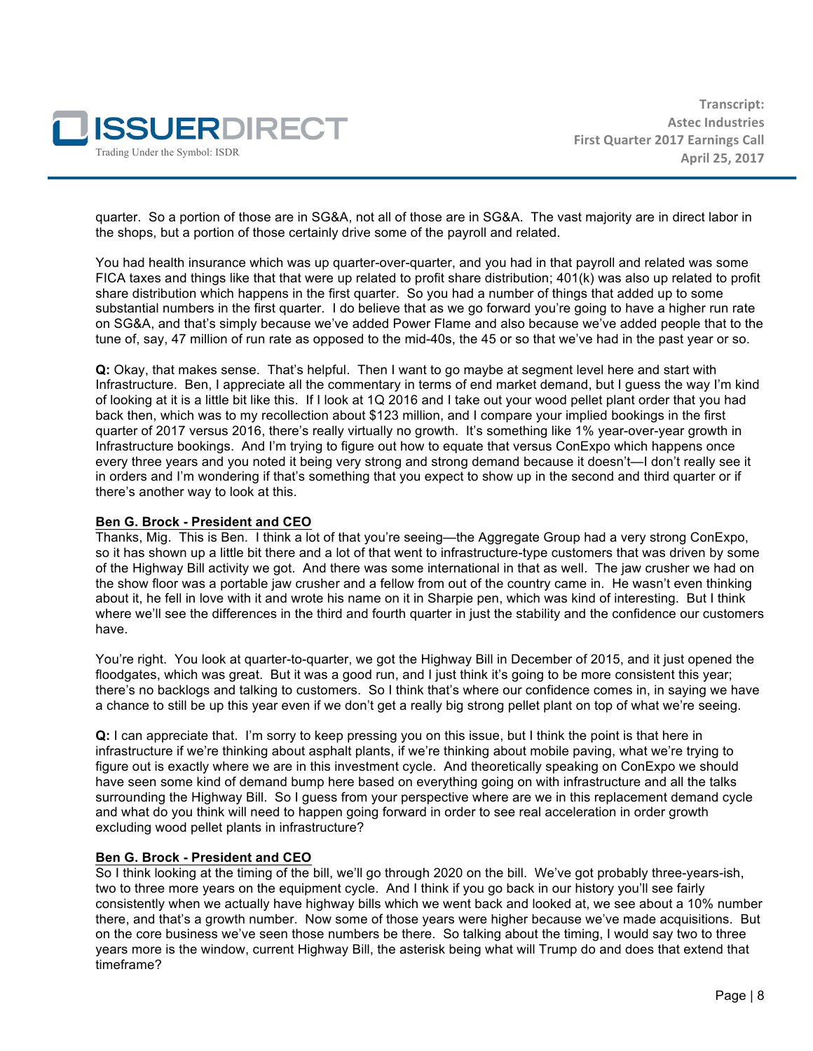quarter. So a portion of those are in SG&A, not all of those are in SG&A. The vast majority are in direct labor in the shops, but a portion of those certainly drive some of the payroll and related.

You had health insurance which was up quarter-over-quarter, and you had in that payroll and related was some FICA taxes and things like that that were up related to profit share distribution; 401(k) was also up related to profit share distribution which happens in the first quarter. So you had a number of things that added up to some substantial numbers in the first quarter. I do believe that as we go forward you're going to have a higher run rate on SG&A, and that's simply because we've added Power Flame and also because we've added people that to the tune of, say, 47 million of run rate as opposed to the mid-40s, the 45 or so that we've had in the past year or so.

**Q:** Okay, that makes sense. That's helpful. Then I want to go maybe at segment level here and start with Infrastructure. Ben, I appreciate all the commentary in terms of end market demand, but I guess the way I'm kind of looking at it is a little bit like this. If I look at 1Q 2016 and I take out your wood pellet plant order that you had back then, which was to my recollection about $123 million, and I compare your implied bookings in the first quarter of 2017 versus 2016, there's really virtually no growth. It's something like 1% year-over-year growth in Infrastructure bookings. And I'm trying to figure out how to equate that versus ConExpo which happens once every three years and you noted it being very strong and strong demand because it doesn't—I don't really see it in orders and I'm wondering if that's something that you expect to show up in the second and third quarter or if there's another way to look at this.

**Ben G. Brock - President and CEO**

Thanks, Mig. This is Ben. I think a lot of that you're seeing—the Aggregate Group had a very strong ConExpo, so it has shown up a little bit there and a lot of that went to infrastructure-type customers that was driven by some of the Highway Bill activity we got. And there was some international in that as well. The jaw crusher we had on the show floor was a portable jaw crusher and a fellow from out of the country came in. He wasn't even thinking about it, he fell in love with it and wrote his name on it in Sharpie pen, which was kind of interesting. But I think where we'll see the differences in the third and fourth quarter in just the stability and the confidence our customers have.

You're right. You look at quarter-to-quarter, we got the Highway Bill in December of 2015, and it just opened the floodgates, which was great. But it was a good run, and I just think it's going to be more consistent this year; there's no backlogs and talking to customers. So I think that's where our confidence comes in, in saying we have a chance to still be up this year even if we don't get a really big strong pellet plant on top of what we're seeing.

**Q:** I can appreciate that. I'm sorry to keep pressing you on this issue, but I think the point is that here in infrastructure if we're thinking about asphalt plants, if we're thinking about mobile paving, what we're trying to figure out is exactly where we are in this investment cycle. And theoretically speaking on ConExpo we should have seen some kind of demand bump here based on everything going on with infrastructure and all the talks surrounding the Highway Bill. So I guess from your perspective where are we in this replacement demand cycle and what do you think will need to happen going forward in order to see real acceleration in order growth excluding wood pellet plants in infrastructure?

**Ben G. Brock - President and CEO**

So I think looking at the timing of the bill, we'll go through 2020 on the bill. We've got probably three-years-ish, two to three more years on the equipment cycle. And I think if you go back in our history you'll see fairly consistently when we actually have highway bills which we went back and looked at, we see about a 10% number there, and that's a growth number. Now some of those years were higher because we've made acquisitions. But on the core business we've seen those numbers be there. So talking about the timing, I would say two to three years more is the window, current Highway Bill, the asterisk being what will Trump do and does that extend that timeframe?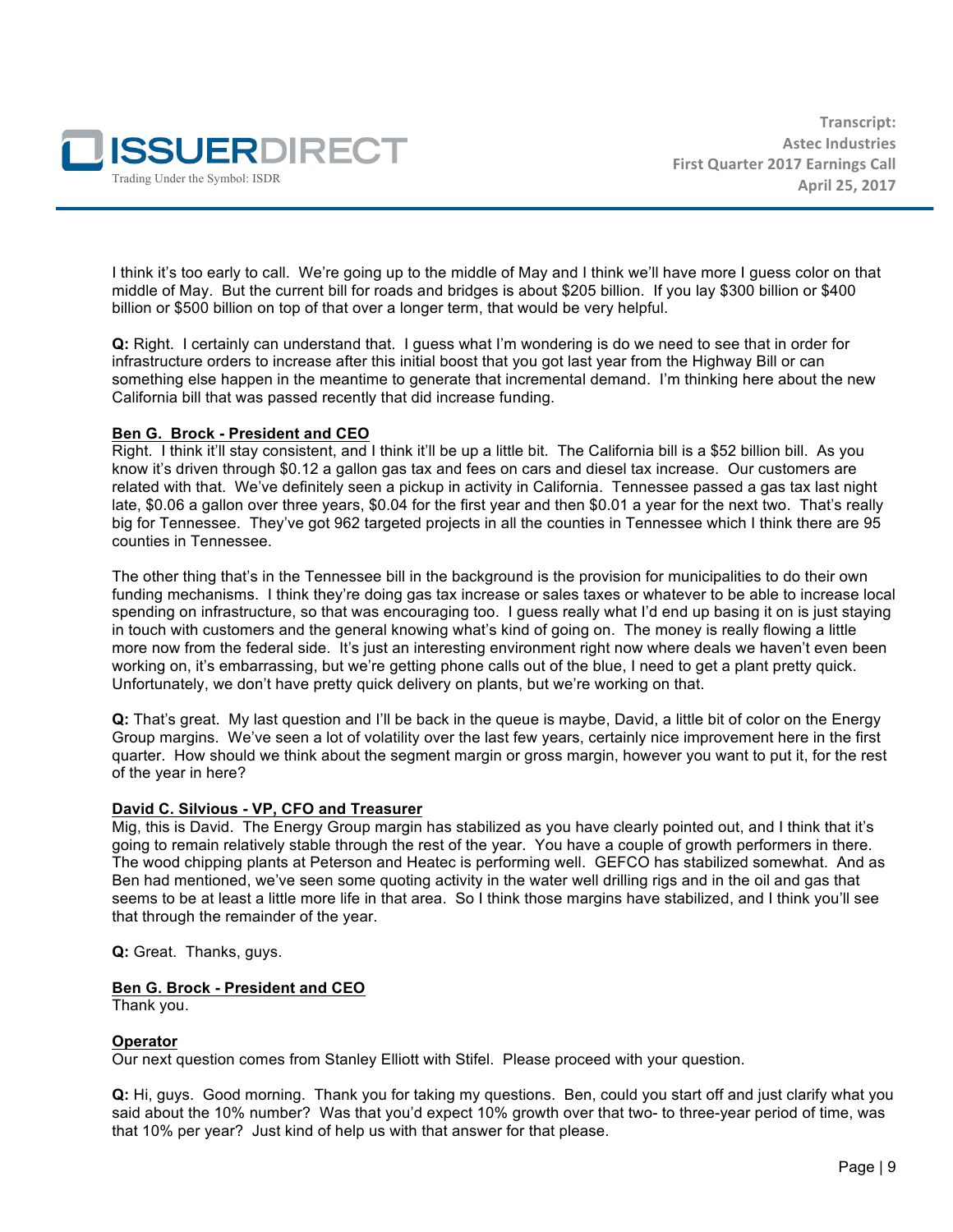I think it's too early to call. We're going up to the middle of May and I think we'll have more I guess color on that middle of May. But the current bill for roads and bridges is about $205 billion. If you lay $300 billion or $400 billion or $500 billion on top of that over a longer term, that would be very helpful.

**Q:** Right. I certainly can understand that. I guess what I'm wondering is do we need to see that in order for infrastructure orders to increase after this initial boost that you got last year from the Highway Bill or can something else happen in the meantime to generate that incremental demand. I'm thinking here about the new California bill that was passed recently that did increase funding.

**Ben G. Brock - President and CEO**

Right. I think it'll stay consistent, and I think it'll be up a little bit. The California bill is a $52 billion bill. As you know it's driven through $0.12 a gallon gas tax and fees on cars and diesel tax increase. Our customers are related with that. We've definitely seen a pickup in activity in California. Tennessee passed a gas tax last night late, $0.06 a gallon over three years, $0.04 for the first year and then $0.01 a year for the next two. That's really big for Tennessee. They've got 962 targeted projects in all the counties in Tennessee which I think there are 95 counties in Tennessee.

The other thing that's in the Tennessee bill in the background is the provision for municipalities to do their own funding mechanisms. I think they're doing gas tax increase or sales taxes or whatever to be able to increase local spending on infrastructure, so that was encouraging too. I guess really what I'd end up basing it on is just staying in touch with customers and the general knowing what's kind of going on. The money is really flowing a little more now from the federal side. It's just an interesting environment right now where deals we haven't even been working on, it's embarrassing, but we're getting phone calls out of the blue, I need to get a plant pretty quick. Unfortunately, we don't have pretty quick delivery on plants, but we're working on that.

**Q:** That's great. My last question and I'll be back in the queue is maybe, David, a little bit of color on the Energy Group margins. We've seen a lot of volatility over the last few years, certainly nice improvement here in the first quarter. How should we think about the segment margin or gross margin, however you want to put it, for the rest of the year in here?

**David C. Silvious - VP, CFO and Treasurer**

Mig, this is David. The Energy Group margin has stabilized as you have clearly pointed out, and I think that it's going to remain relatively stable through the rest of the year. You have a couple of growth performers in there. The wood chipping plants at Peterson and Heatec is performing well. GEFCO has stabilized somewhat. And as Ben had mentioned, we've seen some quoting activity in the water well drilling rigs and in the oil and gas that seems to be at least a little more life in that area. So I think those margins have stabilized, and I think you'll see that through the remainder of the year.

**Q:** Great. Thanks, guys.

**Ben G. Brock - President and CEO**

Thank you.

**Operator**

Our next question comes from Stanley Elliott with Stifel. Please proceed with your question.

**Q:** Hi, guys. Good morning. Thank you for taking my questions. Ben, could you start off and just clarify what you said about the 10% number? Was that you'd expect 10% growth over that two- to three-year period of time, was that 10% per year? Just kind of help us with that answer for that please.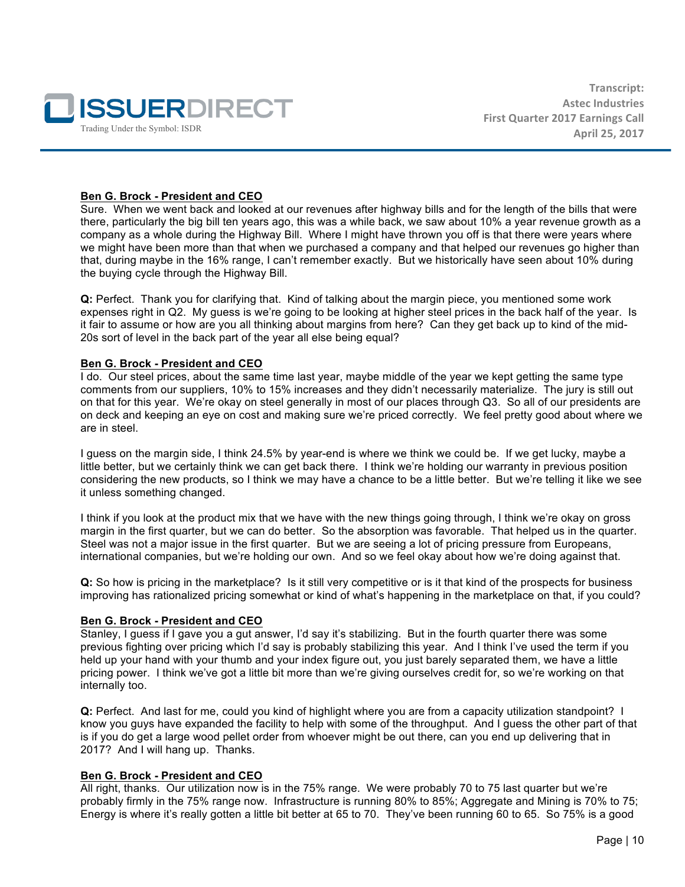**Ben G. Brock - President and CEO**
Sure. When we went back and looked at our revenues after highway bills and for the length of the bills that were there, particularly the big bill ten years ago, this was a while back, we saw about 10% a year revenue growth as a company as a whole during the Highway Bill. Where I might have thrown you off is that there were years where we might have been more than that when we purchased a company and that helped our revenues go higher than that, during maybe in the 16% range, I can't remember exactly. But we historically have seen about 10% during the buying cycle through the Highway Bill.

**Q:** Perfect. Thank you for clarifying that. Kind of talking about the margin piece, you mentioned some work expenses right in Q2. My guess is we're going to be looking at higher steel prices in the back half of the year. Is it fair to assume or how are you all thinking about margins from here? Can they get back up to kind of the mid-20s sort of level in the back part of the year all else being equal?

**Ben G. Brock - President and CEO**
I do. Our steel prices, about the same time last year, maybe middle of the year we kept getting the same type comments from our suppliers, 10% to 15% increases and they didn't necessarily materialize. The jury is still out on that for this year. We're okay on steel generally in most of our places through Q3. So all of our presidents are on deck and keeping an eye on cost and making sure we're priced correctly. We feel pretty good about where we are in steel.

I guess on the margin side, I think 24.5% by year-end is where we think we could be. If we get lucky, maybe a little better, but we certainly think we can get back there. I think we're holding our warranty in previous position considering the new products, so I think we may have a chance to be a little better. But we're telling it like we see it unless something changed.

I think if you look at the product mix that we have with the new things going through, I think we're okay on gross margin in the first quarter, but we can do better. So the absorption was favorable. That helped us in the quarter. Steel was not a major issue in the first quarter. But we are seeing a lot of pricing pressure from Europeans, international companies, but we're holding our own. And so we feel okay about how we're doing against that.

**Q:** So how is pricing in the marketplace? Is it still very competitive or is it that kind of the prospects for business improving has rationalized pricing somewhat or kind of what's happening in the marketplace on that, if you could?

**Ben G. Brock - President and CEO**
Stanley, I guess if I gave you a gut answer, I'd say it's stabilizing. But in the fourth quarter there was some previous fighting over pricing which I'd say is probably stabilizing this year. And I think I've used the term if you held up your hand with your thumb and your index figure out, you just barely separated them, we have a little pricing power. I think we've got a little bit more than we're giving ourselves credit for, so we're working on that internally too.

**Q:** Perfect. And last for me, could you kind of highlight where you are from a capacity utilization standpoint? I know you guys have expanded the facility to help with some of the throughput. And I guess the other part of that is if you do get a large wood pellet order from whoever might be out there, can you end up delivering that in 2017? And I will hang up. Thanks.

**Ben G. Brock - President and CEO**
All right, thanks. Our utilization now is in the 75% range. We were probably 70 to 75 last quarter but we're probably firmly in the 75% range now. Infrastructure is running 80% to 85%; Aggregate and Mining is 70% to 75; Energy is where it's really gotten a little bit better at 65 to 70. They've been running 60 to 65. So 75% is a good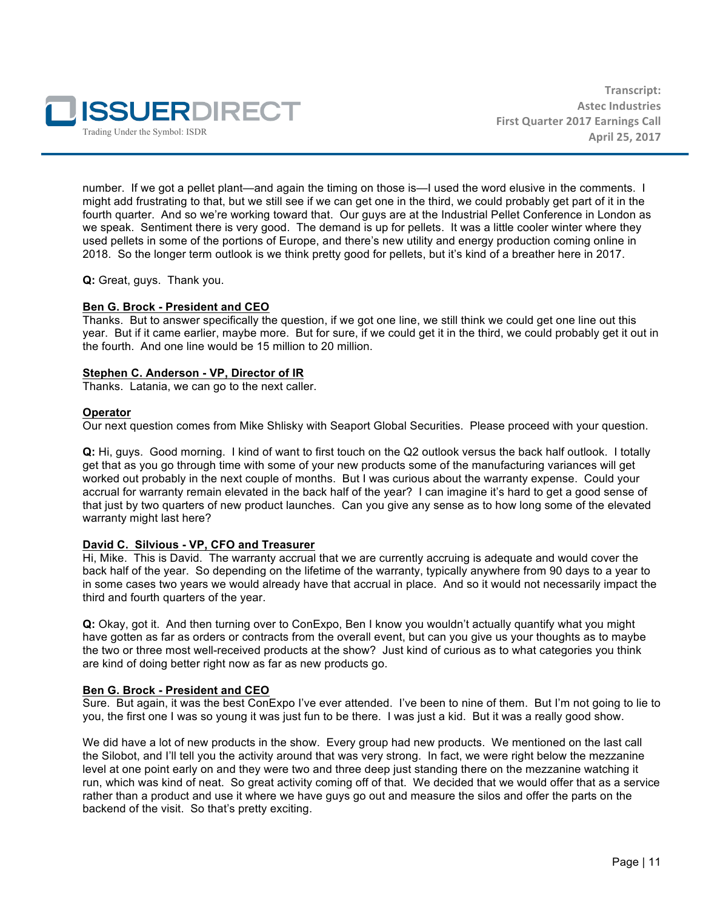number. If we got a pellet plant—and again the timing on those is—I used the word elusive in the comments. I might add frustrating to that, but we still see if we can get one in the third, we could probably get part of it in the fourth quarter. And so we're working toward that. Our guys are at the Industrial Pellet Conference in London as we speak. Sentiment there is very good. The demand is up for pellets. It was a little cooler winter where they used pellets in some of the portions of Europe, and there's new utility and energy production coming online in 2018. So the longer term outlook is we think pretty good for pellets, but it's kind of a breather here in 2017.

**Q:** Great, guys. Thank you.

**Ben G. Brock - President and CEO**
Thanks. But to answer specifically the question, if we got one line, we still think we could get one line out this year. But if it came earlier, maybe more. But for sure, if we could get it in the third, we could probably get it out in the fourth. And one line would be 15 million to 20 million.

**Stephen C. Anderson - VP, Director of IR**
Thanks. Latania, we can go to the next caller.

**Operator**
Our next question comes from Mike Shlisky with Seaport Global Securities. Please proceed with your question.

**Q:** Hi, guys. Good morning. I kind of want to first touch on the Q2 outlook versus the back half outlook. I totally get that as you go through time with some of your new products some of the manufacturing variances will get worked out probably in the next couple of months. But I was curious about the warranty expense. Could your accrual for warranty remain elevated in the back half of the year? I can imagine it's hard to get a good sense of that just by two quarters of new product launches. Can you give any sense as to how long some of the elevated warranty might last here?

**David C. Silvious - VP, CFO and Treasurer**
Hi, Mike. This is David. The warranty accrual that we are currently accruing is adequate and would cover the back half of the year. So depending on the lifetime of the warranty, typically anywhere from 90 days to a year to in some cases two years we would already have that accrual in place. And so it would not necessarily impact the third and fourth quarters of the year.

**Q:** Okay, got it. And then turning over to ConExpo, Ben I know you wouldn't actually quantify what you might have gotten as far as orders or contracts from the overall event, but can you give us your thoughts as to maybe the two or three most well-received products at the show? Just kind of curious as to what categories you think are kind of doing better right now as far as new products go.

**Ben G. Brock - President and CEO**
Sure. But again, it was the best ConExpo I've ever attended. I've been to nine of them. But I'm not going to lie to you, the first one I was so young it was just fun to be there. I was just a kid. But it was a really good show.

We did have a lot of new products in the show. Every group had new products. We mentioned on the last call the Silobot, and I'll tell you the activity around that was very strong. In fact, we were right below the mezzanine level at one point early on and they were two and three deep just standing there on the mezzanine watching it run, which was kind of neat. So great activity coming off of that. We decided that we would offer that as a service rather than a product and use it where we have guys go out and measure the silos and offer the parts on the backend of the visit. So that's pretty exciting.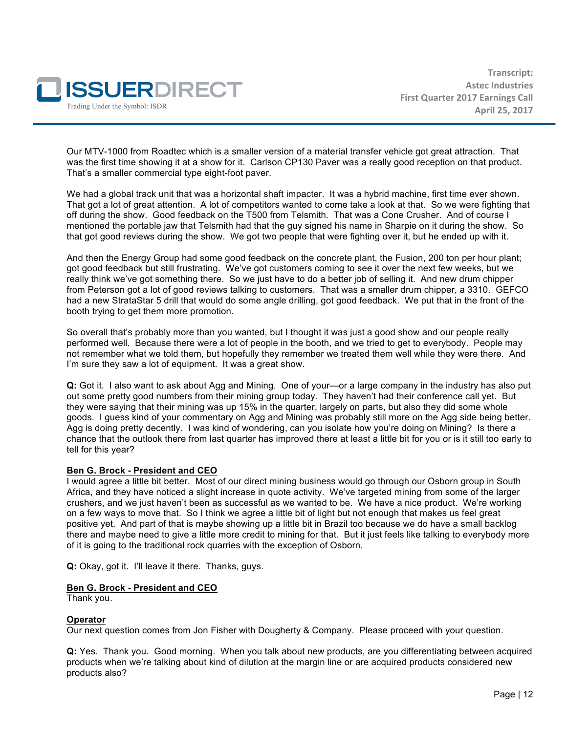Our MTV-1000 from Roadtec which is a smaller version of a material transfer vehicle got great attraction. That was the first time showing it at a show for it. Carlson CP130 Paver was a really good reception on that product. That's a smaller commercial type eight-foot paver.

We had a global track unit that was a horizontal shaft impacter. It was a hybrid machine, first time ever shown. That got a lot of great attention. A lot of competitors wanted to come take a look at that. So we were fighting that off during the show. Good feedback on the T500 from Telsmith. That was a Cone Crusher. And of course I mentioned the portable jaw that Telsmith had that the guy signed his name in Sharpie on it during the show. So that got good reviews during the show. We got two people that were fighting over it, but he ended up with it.

And then the Energy Group had some good feedback on the concrete plant, the Fusion, 200 ton per hour plant; got good feedback but still frustrating. We've got customers coming to see it over the next few weeks, but we really think we've got something there. So we just have to do a better job of selling it. And new drum chipper from Peterson got a lot of good reviews talking to customers. That was a smaller drum chipper, a 3310. GEFCO had a new StrataStar 5 drill that would do some angle drilling, got good feedback. We put that in the front of the booth trying to get them more promotion.

So overall that's probably more than you wanted, but I thought it was just a good show and our people really performed well. Because there were a lot of people in the booth, and we tried to get to everybody. People may not remember what we told them, but hopefully they remember we treated them well while they were there. And I'm sure they saw a lot of equipment. It was a great show.

**Q:** Got it. I also want to ask about Agg and Mining. One of your—or a large company in the industry has also put out some pretty good numbers from their mining group today. They haven't had their conference call yet. But they were saying that their mining was up 15% in the quarter, largely on parts, but also they did some whole goods. I guess kind of your commentary on Agg and Mining was probably still more on the Agg side being better. Agg is doing pretty decently. I was kind of wondering, can you isolate how you're doing on Mining? Is there a chance that the outlook there from last quarter has improved there at least a little bit for you or is it still too early to tell for this year?

**Ben G. Brock - President and CEO**
I would agree a little bit better. Most of our direct mining business would go through our Osborn group in South Africa, and they have noticed a slight increase in quote activity. We've targeted mining from some of the larger crushers, and we just haven't been as successful as we wanted to be. We have a nice product. We're working on a few ways to move that. So I think we agree a little bit of light but not enough that makes us feel great positive yet. And part of that is maybe showing up a little bit in Brazil too because we do have a small backlog there and maybe need to give a little more credit to mining for that. But it just feels like talking to everybody more of it is going to the traditional rock quarries with the exception of Osborn.

**Q:** Okay, got it. I'll leave it there. Thanks, guys.

**Ben G. Brock - President and CEO**
Thank you.

**Operator**
Our next question comes from Jon Fisher with Dougherty & Company. Please proceed with your question.

**Q:** Yes. Thank you. Good morning. When you talk about new products, are you differentiating between acquired products when we're talking about kind of dilution at the margin line or are acquired products considered new products also?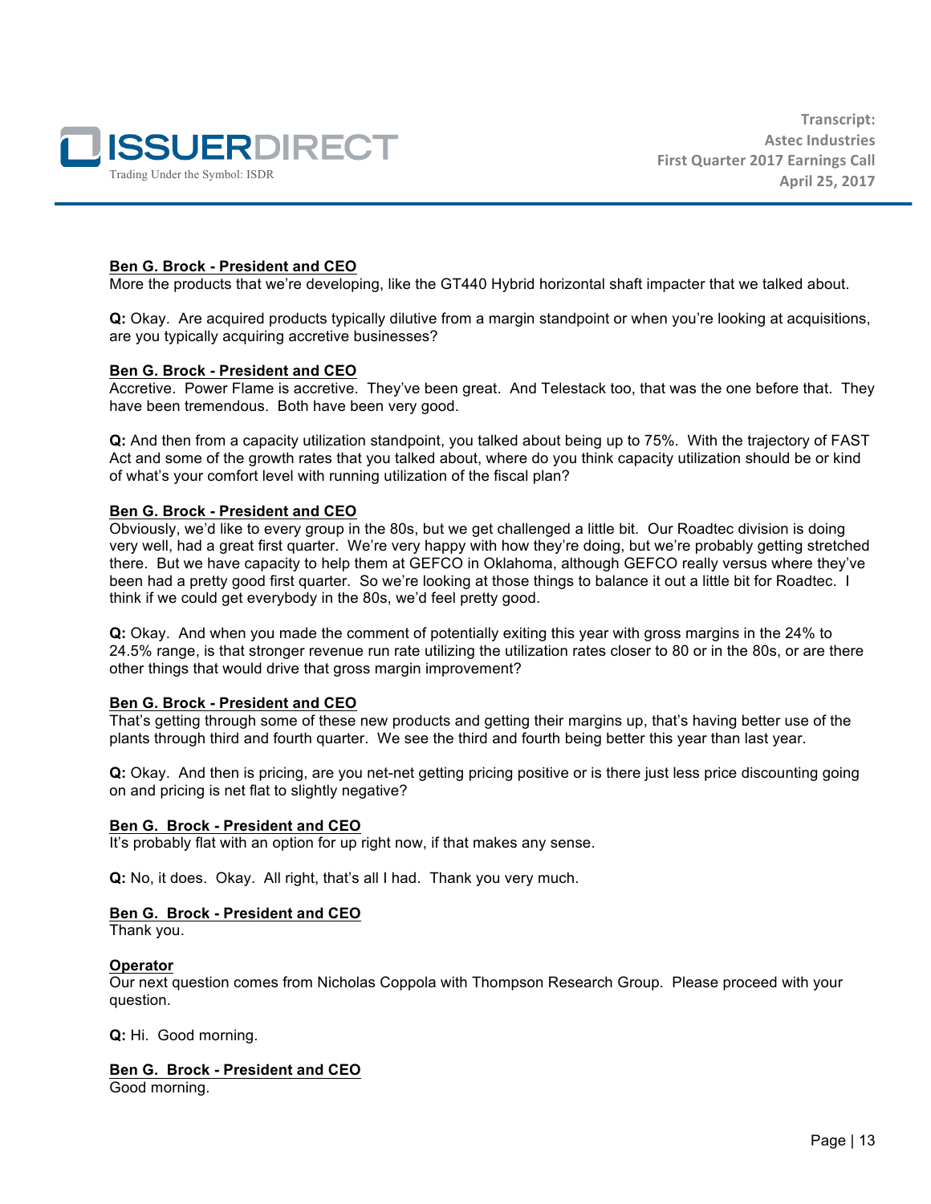**Ben G. Brock - President and CEO**
More the products that we're developing, like the GT440 Hybrid horizontal shaft impacter that we talked about.

**Q:** Okay. Are acquired products typically dilutive from a margin standpoint or when you're looking at acquisitions, are you typically acquiring accretive businesses?

**Ben G. Brock - President and CEO**
Accretive. Power Flame is accretive. They've been great. And Telestack too, that was the one before that. They have been tremendous. Both have been very good.

**Q:** And then from a capacity utilization standpoint, you talked about being up to 75%. With the trajectory of FAST Act and some of the growth rates that you talked about, where do you think capacity utilization should be or kind of what's your comfort level with running utilization of the fiscal plan?

**Ben G. Brock - President and CEO**
Obviously, we'd like to every group in the 80s, but we get challenged a little bit. Our Roadtec division is doing very well, had a great first quarter. We're very happy with how they're doing, but we're probably getting stretched there. But we have capacity to help them at GEFCO in Oklahoma, although GEFCO really versus where they've been had a pretty good first quarter. So we're looking at those things to balance it out a little bit for Roadtec. I think if we could get everybody in the 80s, we'd feel pretty good.

**Q:** Okay. And when you made the comment of potentially exiting this year with gross margins in the 24% to 24.5% range, is that stronger revenue run rate utilizing the utilization rates closer to 80 or in the 80s, or are there other things that would drive that gross margin improvement?

**Ben G. Brock - President and CEO**
That's getting through some of these new products and getting their margins up, that's having better use of the plants through third and fourth quarter. We see the third and fourth being better this year than last year.

**Q:** Okay. And then is pricing, are you net-net getting pricing positive or is there just less price discounting going on and pricing is net flat to slightly negative?

**Ben G. Brock - President and CEO**
It's probably flat with an option for up right now, if that makes any sense.

**Q:** No, it does. Okay. All right, that's all I had. Thank you very much.

**Ben G. Brock - President and CEO**
Thank you.

**Operator**
Our next question comes from Nicholas Coppola with Thompson Research Group. Please proceed with your question.

**Q:** Hi. Good morning.

**Ben G. Brock - President and CEO**
Good morning.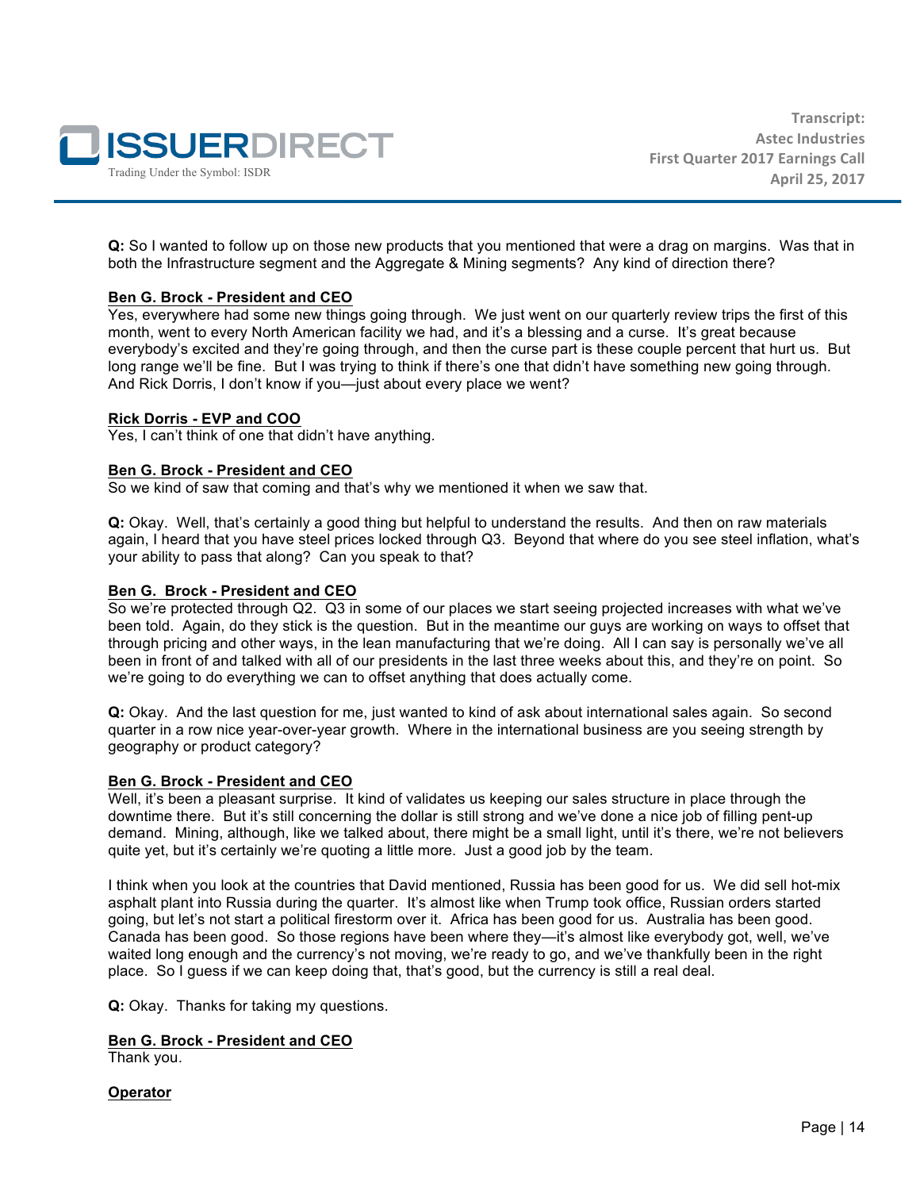**Q:** So I wanted to follow up on those new products that you mentioned that were a drag on margins. Was that in both the Infrastructure segment and the Aggregate & Mining segments? Any kind of direction there?

**Ben G. Brock - President and CEO**
Yes, everywhere had some new things going through. We just went on our quarterly review trips the first of this month, went to every North American facility we had, and it's a blessing and a curse. It's great because everybody's excited and they're going through, and then the curse part is these couple percent that hurt us. But long range we'll be fine. But I was trying to think if there's one that didn't have something new going through. And Rick Dorris, I don't know if you—just about every place we went?

**Rick Dorris - EVP and COO**
Yes, I can't think of one that didn't have anything.

**Ben G. Brock - President and CEO**
So we kind of saw that coming and that's why we mentioned it when we saw that.

**Q:** Okay. Well, that's certainly a good thing but helpful to understand the results. And then on raw materials again, I heard that you have steel prices locked through Q3. Beyond that where do you see steel inflation, what's your ability to pass that along? Can you speak to that?

**Ben G. Brock - President and CEO**
So we're protected through Q2. Q3 in some of our places we start seeing projected increases with what we've been told. Again, do they stick is the question. But in the meantime our guys are working on ways to offset that through pricing and other ways, in the lean manufacturing that we're doing. All I can say is personally we've all been in front of and talked with all of our presidents in the last three weeks about this, and they're on point. So we're going to do everything we can to offset anything that does actually come.

**Q:** Okay. And the last question for me, just wanted to kind of ask about international sales again. So second quarter in a row nice year-over-year growth. Where in the international business are you seeing strength by geography or product category?

**Ben G. Brock - President and CEO**
Well, it's been a pleasant surprise. It kind of validates us keeping our sales structure in place through the downtime there. But it's still concerning the dollar is still strong and we've done a nice job of filling pent-up demand. Mining, although, like we talked about, there might be a small light, until it's there, we're not believers quite yet, but it's certainly we're quoting a little more. Just a good job by the team.

I think when you look at the countries that David mentioned, Russia has been good for us. We did sell hot-mix asphalt plant into Russia during the quarter. It's almost like when Trump took office, Russian orders started going, but let's not start a political firestorm over it. Africa has been good for us. Australia has been good. Canada has been good. So those regions have been where they—it's almost like everybody got, well, we've waited long enough and the currency's not moving, we're ready to go, and we've thankfully been in the right place. So I guess if we can keep doing that, that's good, but the currency is still a real deal.

**Q:** Okay. Thanks for taking my questions.

**Ben G. Brock - President and CEO**
Thank you.

**Operator**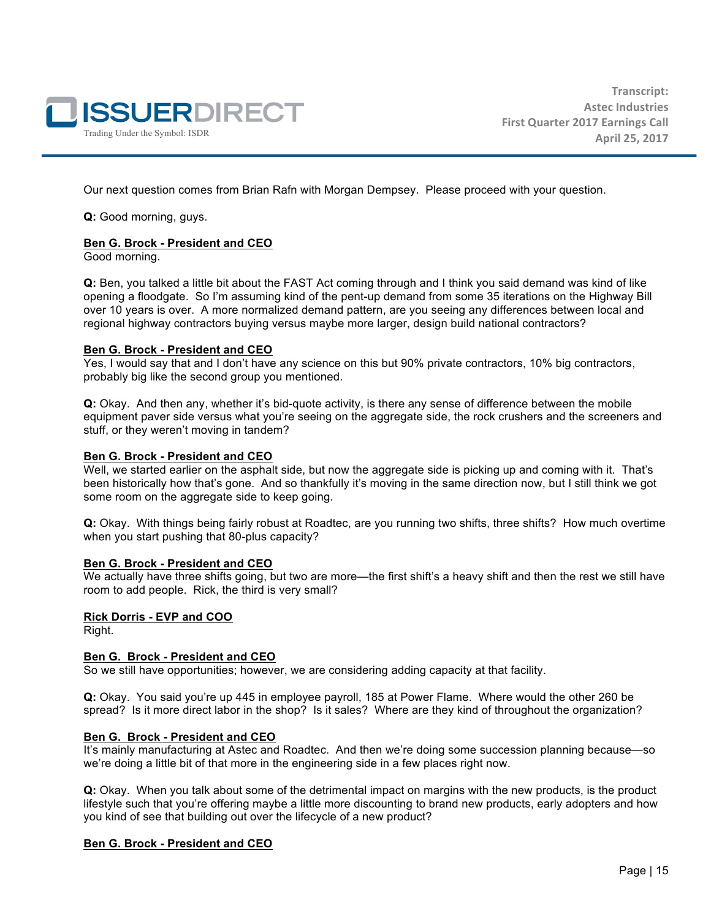Our next question comes from Brian Rafn with Morgan Dempsey. Please proceed with your question.

**Q:** Good morning, guys.

**Ben G. Brock - President and CEO**
Good morning.

**Q:** Ben, you talked a little bit about the FAST Act coming through and I think you said demand was kind of like opening a floodgate. So I'm assuming kind of the pent-up demand from some 35 iterations on the Highway Bill over 10 years is over. A more normalized demand pattern, are you seeing any differences between local and regional highway contractors buying versus maybe more larger, design build national contractors?

**Ben G. Brock - President and CEO**
Yes, I would say that and I don't have any science on this but 90% private contractors, 10% big contractors, probably big like the second group you mentioned.

**Q:** Okay. And then any, whether it's bid-quote activity, is there any sense of difference between the mobile equipment paver side versus what you're seeing on the aggregate side, the rock crushers and the screeners and stuff, or they weren't moving in tandem?

**Ben G. Brock - President and CEO**
Well, we started earlier on the asphalt side, but now the aggregate side is picking up and coming with it. That's been historically how that's gone. And so thankfully it's moving in the same direction now, but I still think we got some room on the aggregate side to keep going.

**Q:** Okay. With things being fairly robust at Roadtec, are you running two shifts, three shifts? How much overtime when you start pushing that 80-plus capacity?

**Ben G. Brock - President and CEO**
We actually have three shifts going, but two are more—the first shift's a heavy shift and then the rest we still have room to add people. Rick, the third is very small?

**Rick Dorris - EVP and COO**
Right.

**Ben G. Brock - President and CEO**
So we still have opportunities; however, we are considering adding capacity at that facility.

**Q:** Okay. You said you're up 445 in employee payroll, 185 at Power Flame. Where would the other 260 be spread? Is it more direct labor in the shop? Is it sales? Where are they kind of throughout the organization?

**Ben G. Brock - President and CEO**
It's mainly manufacturing at Astec and Roadtec. And then we're doing some succession planning because—so we're doing a little bit of that more in the engineering side in a few places right now.

**Q:** Okay. When you talk about some of the detrimental impact on margins with the new products, is the product lifestyle such that you're offering maybe a little more discounting to brand new products, early adopters and how you kind of see that building out over the lifecycle of a new product?

**Ben G. Brock - President and CEO**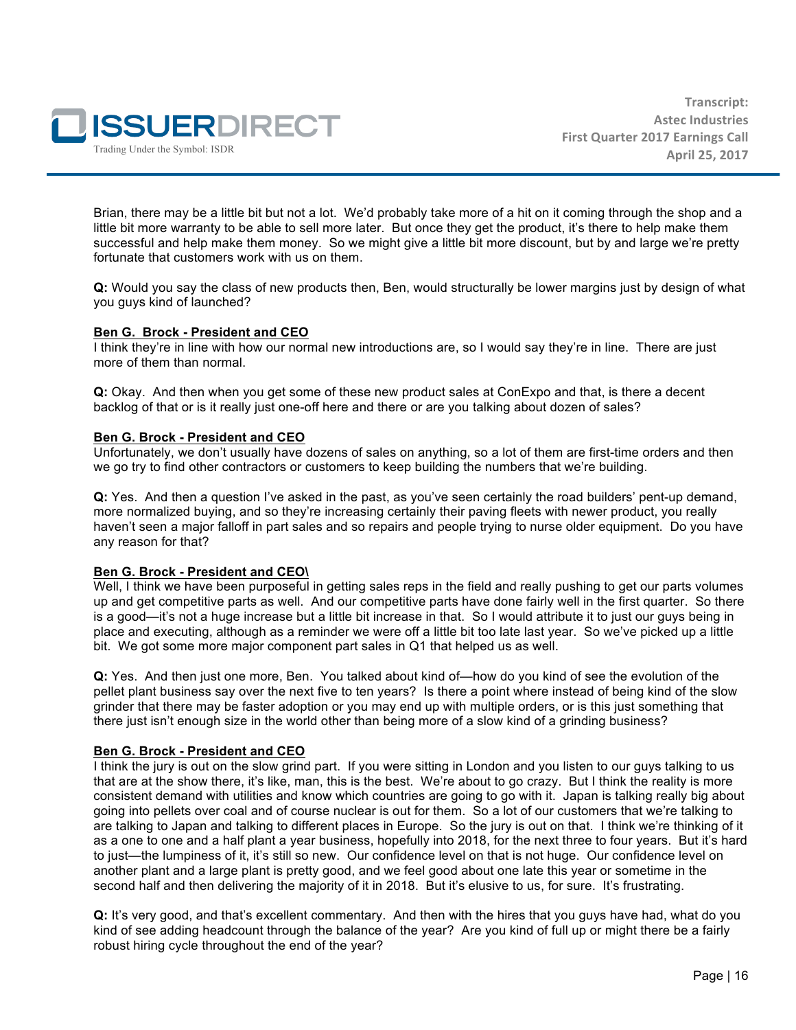Brian, there may be a little bit but not a lot. We'd probably take more of a hit on it coming through the shop and a little bit more warranty to be able to sell more later. But once they get the product, it's there to help make them successful and help make them money. So we might give a little bit more discount, but by and large we're pretty fortunate that customers work with us on them.

**Q:** Would you say the class of new products then, Ben, would structurally be lower margins just by design of what you guys kind of launched?

**Ben G. Brock - President and CEO**
I think they're in line with how our normal new introductions are, so I would say they're in line. There are just more of them than normal.

**Q:** Okay. And then when you get some of these new product sales at ConExpo and that, is there a decent backlog of that or is it really just one-off here and there or are you talking about dozen of sales?

**Ben G. Brock - President and CEO**
Unfortunately, we don't usually have dozens of sales on anything, so a lot of them are first-time orders and then we go try to find other contractors or customers to keep building the numbers that we're building.

**Q:** Yes. And then a question I've asked in the past, as you've seen certainly the road builders' pent-up demand, more normalized buying, and so they're increasing certainly their paving fleets with newer product, you really haven't seen a major falloff in part sales and so repairs and people trying to nurse older equipment. Do you have any reason for that?

**Ben G. Brock - President and CEO\**
Well, I think we have been purposeful in getting sales reps in the field and really pushing to get our parts volumes up and get competitive parts as well. And our competitive parts have done fairly well in the first quarter. So there is a good—it's not a huge increase but a little bit increase in that. So I would attribute it to just our guys being in place and executing, although as a reminder we were off a little bit too late last year. So we've picked up a little bit. We got some more major component part sales in Q1 that helped us as well.

**Q:** Yes. And then just one more, Ben. You talked about kind of—how do you kind of see the evolution of the pellet plant business say over the next five to ten years? Is there a point where instead of being kind of the slow grinder that there may be faster adoption or you may end up with multiple orders, or is this just something that there just isn't enough size in the world other than being more of a slow kind of a grinding business?

**Ben G. Brock - President and CEO**
I think the jury is out on the slow grind part. If you were sitting in London and you listen to our guys talking to us that are at the show there, it's like, man, this is the best. We're about to go crazy. But I think the reality is more consistent demand with utilities and know which countries are going to go with it. Japan is talking really big about going into pellets over coal and of course nuclear is out for them. So a lot of our customers that we're talking to are talking to Japan and talking to different places in Europe. So the jury is out on that. I think we're thinking of it as a one to one and a half plant a year business, hopefully into 2018, for the next three to four years. But it's hard to just—the lumpiness of it, it's still so new. Our confidence level on that is not huge. Our confidence level on another plant and a large plant is pretty good, and we feel good about one late this year or sometime in the second half and then delivering the majority of it in 2018. But it's elusive to us, for sure. It's frustrating.

**Q:** It's very good, and that's excellent commentary. And then with the hires that you guys have had, what do you kind of see adding headcount through the balance of the year? Are you kind of full up or might there be a fairly robust hiring cycle throughout the end of the year?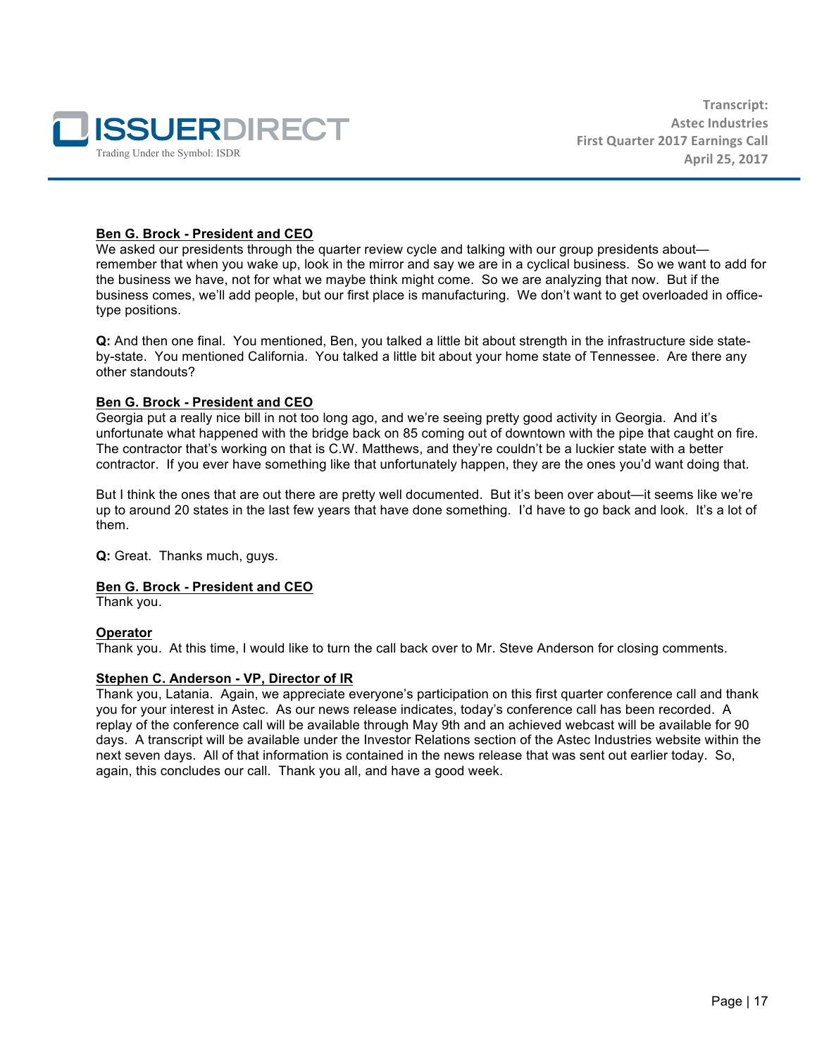**Ben G. Brock - President and CEO**
We asked our presidents through the quarter review cycle and talking with our group presidents about—remember that when you wake up, look in the mirror and say we are in a cyclical business. So we want to add for the business we have, not for what we maybe think might come. So we are analyzing that now. But if the business comes, we'll add people, but our first place is manufacturing. We don't want to get overloaded in office-type positions.

**Q:** And then one final. You mentioned, Ben, you talked a little bit about strength in the infrastructure side state-by-state. You mentioned California. You talked a little bit about your home state of Tennessee. Are there any other standouts?

**Ben G. Brock - President and CEO**
Georgia put a really nice bill in not too long ago, and we're seeing pretty good activity in Georgia. And it's unfortunate what happened with the bridge back on 85 coming out of downtown with the pipe that caught on fire. The contractor that's working on that is C.W. Matthews, and they're couldn't be a luckier state with a better contractor. If you ever have something like that unfortunately happen, they are the ones you'd want doing that.

But I think the ones that are out there are pretty well documented. But it's been over about—it seems like we're up to around 20 states in the last few years that have done something. I'd have to go back and look. It's a lot of them.

**Q:** Great. Thanks much, guys.

**Ben G. Brock - President and CEO**
Thank you.

**Operator**
Thank you. At this time, I would like to turn the call back over to Mr. Steve Anderson for closing comments.

**Stephen C. Anderson - VP, Director of IR**
Thank you, Latania. Again, we appreciate everyone's participation on this first quarter conference call and thank you for your interest in Astec. As our news release indicates, today's conference call has been recorded. A replay of the conference call will be available through May 9th and an achieved webcast will be available for 90 days. A transcript will be available under the Investor Relations section of the Astec Industries website within the next seven days. All of that information is contained in the news release that was sent out earlier today. So, again, this concludes our call. Thank you all, and have a good week.